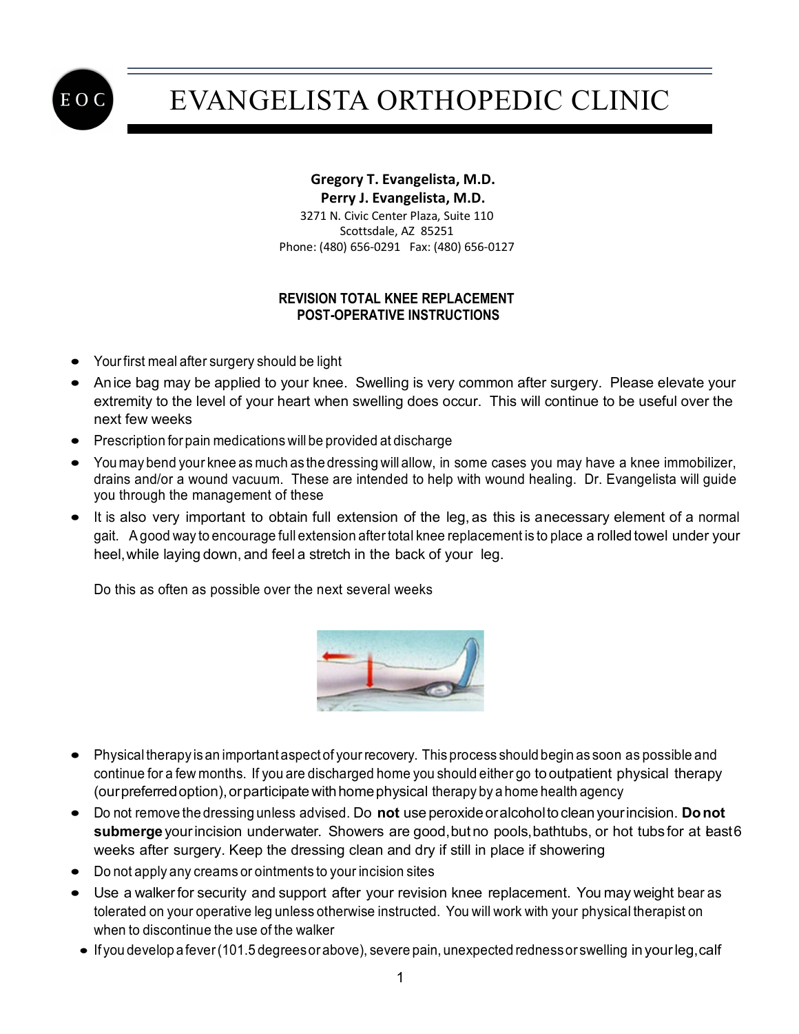# EVANGELISTA ORTHOPEDIC CLINIC

**Gregory T. Evangelista, M.D.**
**Perry J. Evangelista, M.D.**
3271 N. Civic Center Plaza, Suite 110
Scottsdale, AZ 85251
Phone: (480) 656-0291 Fax: (480) 656-0127

## REVISION TOTAL KNEE REPLACEMENT POST-OPERATIVE INSTRUCTIONS

- Your first meal after surgery should be light
- An ice bag may be applied to your knee. Swelling is very common after surgery. Please elevate your extremity to the level of your heart when swelling does occur. This will continue to be useful over the next few weeks
- Prescription for pain medications will be provided at discharge
- You may bend your knee as much as the dressing will allow, in some cases you may have a knee immobilizer, drains and/or a wound vacuum. These are intended to help with wound healing. Dr. Evangelista will guide you through the management of these
- It is also very important to obtain full extension of the leg, as this is a necessary element of a normal gait. A good way to encourage full extension after total knee replacement is to place a rolled towel under your heel, while laying down, and feel a stretch in the back of your leg.

  Do this as often as possible over the next several weeks

- Physical therapy is an important aspect of your recovery. This process should begin as soon as possible and continue for a few months. If you are discharged home you should either go to outpatient physical therapy (our preferred option), or participate with home physical therapy by a home health agency
- Do not remove the dressing unless advised. Do **not** use peroxide or alcohol to clean your incision. **Do not submerge** your incision underwater. Showers are good, but no pools, bathtubs, or hot tubs for at least 6 weeks after surgery. Keep the dressing clean and dry if still in place if showering
- Do not apply any creams or ointments to your incision sites
- Use a walker for security and support after your revision knee replacement. You may weight bear as tolerated on your operative leg unless otherwise instructed. You will work with your physical therapist on when to discontinue the use of the walker
- If you develop a fever (101.5 degrees or above), severe pain, unexpected redness or swelling in your leg, calf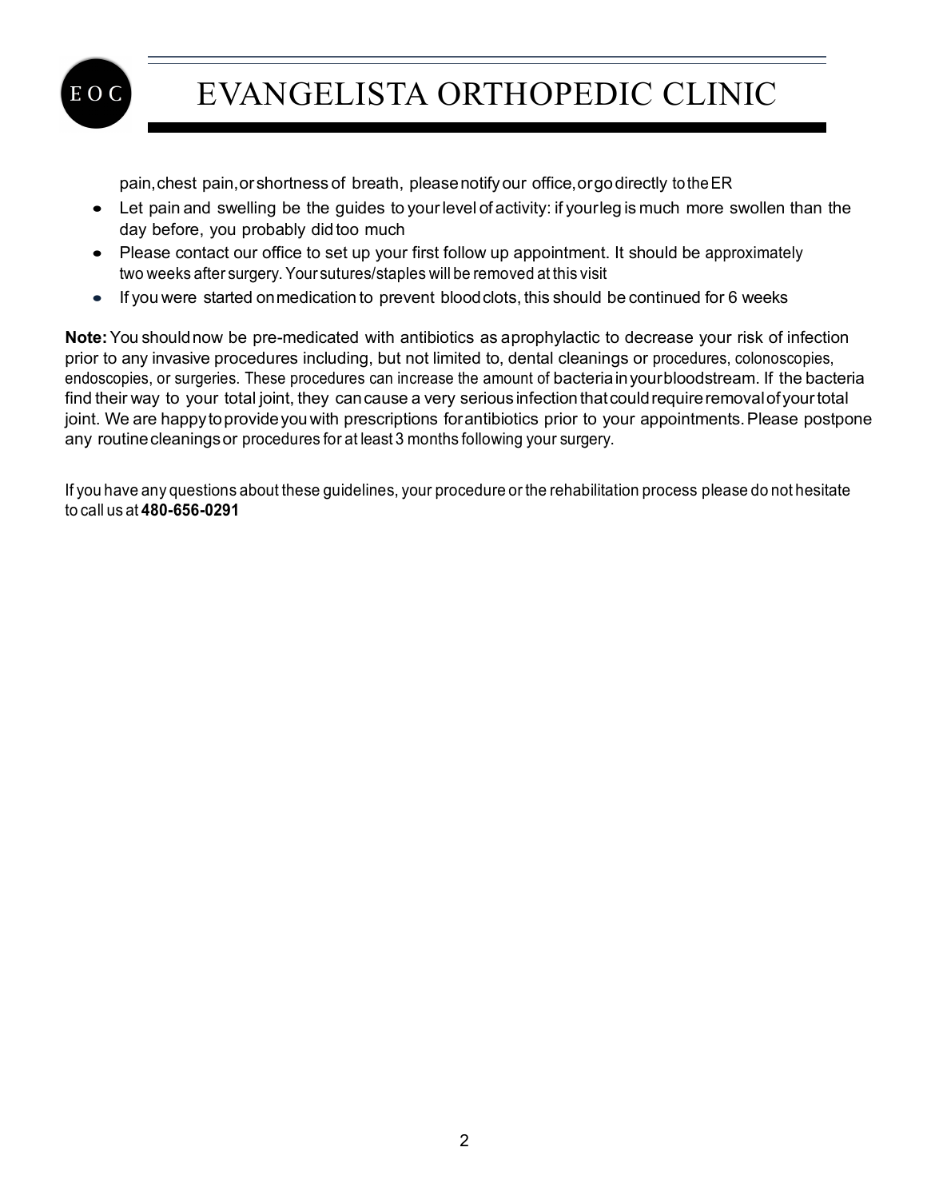pain, chest pain, or shortness of breath, please notify our office, or go directly to the ER

- Let pain and swelling be the guides to your level of activity: if your leg is much more swollen than the day before, you probably did too much
- Please contact our office to set up your first follow up appointment. It should be approximately two weeks after surgery. Your sutures/staples will be removed at this visit
- If you were started on medication to prevent blood clots, this should be continued for 6 weeks

**Note:** You should now be pre-medicated with antibiotics as a prophylactic to decrease your risk of infection prior to any invasive procedures including, but not limited to, dental cleanings or procedures, colonoscopies, endoscopies, or surgeries. These procedures can increase the amount of bacteria in your bloodstream. If the bacteria find their way to your total joint, they can cause a very serious infection that could require removal of your total joint. We are happy to provide you with prescriptions for antibiotics prior to your appointments. Please postpone any routine cleanings or procedures for at least 3 months following your surgery.

If you have any questions about these guidelines, your procedure or the rehabilitation process please do not hesitate to call us at **480-656-0291**